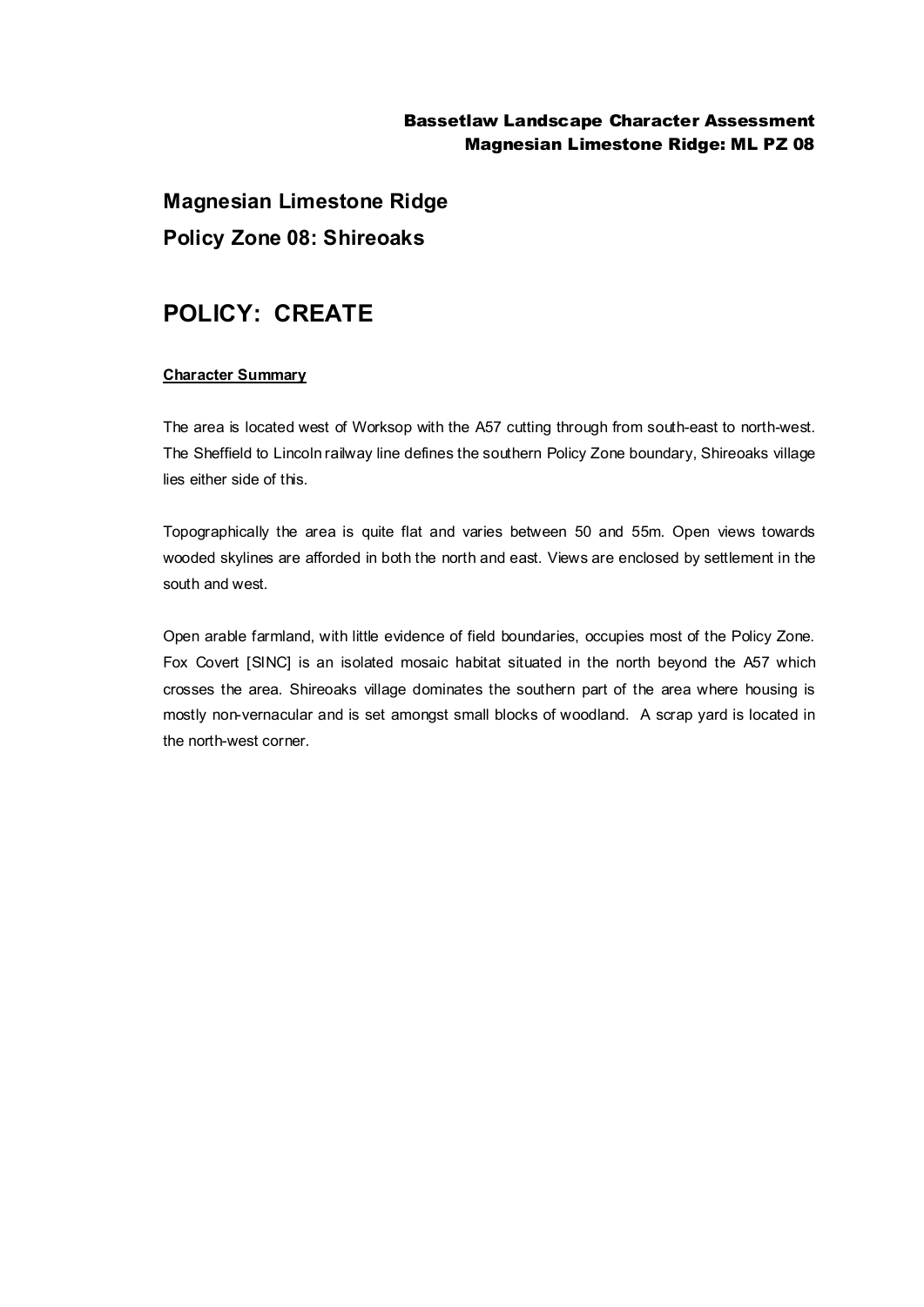# Magnesian Limestone Ridge

## Policy Zone 08: Shireoaks

# POLICY: CREATE

**Character Summary**

The area is located west of Worksop with the A57 cutting through from south-east to north-west. The Sheffield to Lincoln railway line defines the southern Policy Zone boundary, Shireoaks village lies either side of this.

Topographically the area is quite flat and varies between 50 and 55m. Open views towards wooded skylines are afforded in both the north and east. Views are enclosed by settlement in the south and west.

Open arable farmland, with little evidence of field boundaries, occupies most of the Policy Zone. Fox Covert [SINC] is an isolated mosaic habitat situated in the north beyond the A57 which crosses the area. Shireoaks village dominates the southern part of the area where housing is mostly non-vernacular and is set amongst small blocks of woodland. A scrap yard is located in the north-west corner.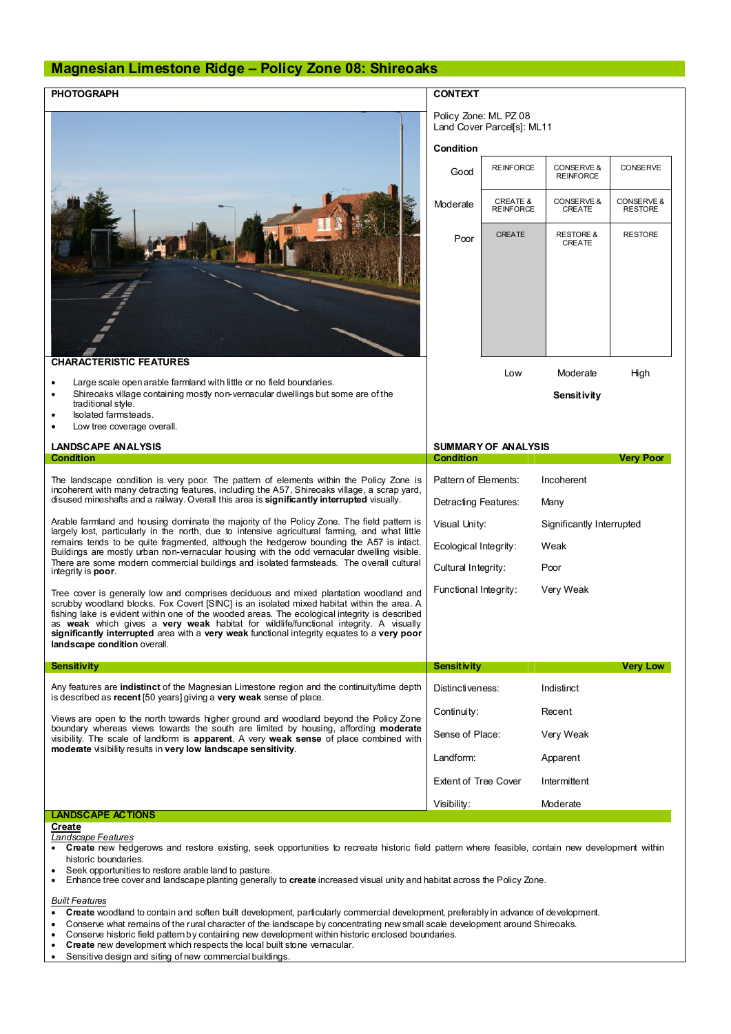# Magnesian Limestone Ridge – Policy Zone 08: Shireoaks

## PHOTOGRAPH

## CONTEXT

Policy Zone: ML PZ 08
Land Cover Parcel[s]: ML11

**Condition**

| | | | |
|---|---|---|---|
| Good | REINFORCE | CONSERVE & REINFORCE | CONSERVE |
| Moderate | CREATE & REINFORCE | CONSERVE & CREATE | CONSERVE & RESTORE |
| Poor | CREATE | RESTORE & CREATE | RESTORE |
| | Low | Moderate | High |

**Sensitivity**

## CHARACTERISTIC FEATURES

- Large scale open arable farmland with little or no field boundaries.
- Shireoaks village containing mostly non-vernacular dwellings but some are of the traditional style.
- Isolated farmsteads.
- Low tree coverage overall.

## LANDSCAPE ANALYSIS

### Condition

The landscape condition is very poor. The pattern of elements within the Policy Zone is incoherent with many detracting features, including the A57, Shireoaks village, a scrap yard, disused mineshafts and a railway. Overall this area is **significantly interrupted** visually.

Arable farmland and housing dominate the majority of the Policy Zone. The field pattern is largely lost, particularly in the north, due to intensive agricultural farming, and what little remains tends to be quite fragmented, although the hedgerow bounding the A57 is intact. Buildings are mostly urban non-vernacular housing with the odd vernacular dwelling visible. There are some modern commercial buildings and isolated farmsteads. The overall cultural integrity is **poor**.

Tree cover is generally low and comprises deciduous and mixed plantation woodland and scrubby woodland blocks. Fox Covert [SINC] is an isolated mixed habitat within the area. A fishing lake is evident within one of the wooded areas. The ecological integrity is described as **weak** which gives a **very weak** habitat for wildlife/functional integrity. A visually **significantly interrupted** area with a **very weak** functional integrity equates to a **very poor landscape condition** overall.

### Sensitivity

Any features are **indistinct** of the Magnesian Limestone region and the continuity/time depth is described as **recent** [50 years] giving a **very weak** sense of place.

Views are open to the north towards higher ground and woodland beyond the Policy Zone boundary whereas views towards the south are limited by housing, affording **moderate** visibility. The scale of landform is **apparent**. A very **weak sense** of place combined with **moderate** visibility results in **very low landscape sensitivity**.

## SUMMARY OF ANALYSIS

| Condition | Very Poor |
|---|---|
| Pattern of Elements: | Incoherent |
| Detracting Features: | Many |
| Visual Unity: | Significantly Interrupted |
| Ecological Integrity: | Weak |
| Cultural Integrity: | Poor |
| Functional Integrity: | Very Weak |

| Sensitivity | Very Low |
|---|---|
| Distinctiveness: | Indistinct |
| Continuity: | Recent |
| Sense of Place: | Very Weak |
| Landform: | Apparent |
| Extent of Tree Cover | Intermittent |
| Visibility: | Moderate |

## LANDSCAPE ACTIONS

**Create**

*Landscape Features*

- **Create** new hedgerows and restore existing, seek opportunities to recreate historic field pattern where feasible, contain new development within historic boundaries.
- Seek opportunities to restore arable land to pasture.
- Enhance tree cover and landscape planting generally to **create** increased visual unity and habitat across the Policy Zone.

*Built Features*

- **Create** woodland to contain and soften built development, particularly commercial development, preferably in advance of development.
- Conserve what remains of the rural character of the landscape by concentrating new small scale development around Shireoaks.
- Conserve historic field pattern by containing new development within historic enclosed boundaries.
- **Create** new development which respects the local built stone vernacular.
- Sensitive design and siting of new commercial buildings.